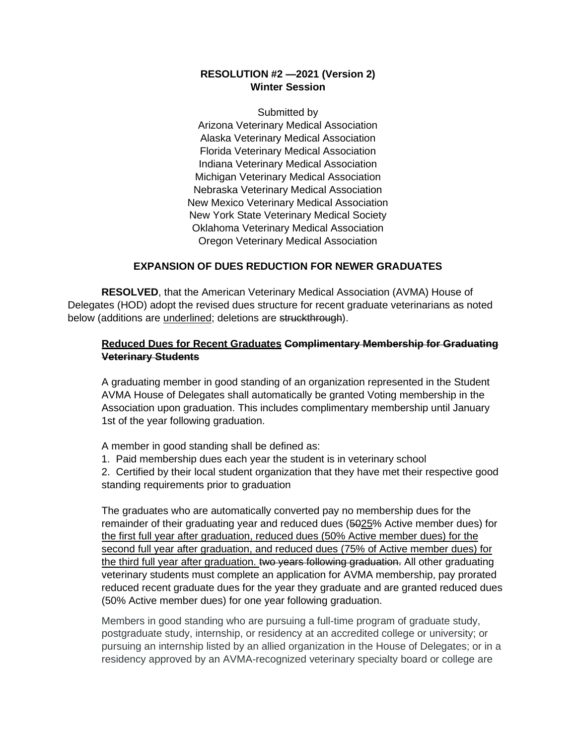**RESOLUTION #2 —2021 (Version 2)**
**Winter Session**

Submitted by
Arizona Veterinary Medical Association
Alaska Veterinary Medical Association
Florida Veterinary Medical Association
Indiana Veterinary Medical Association
Michigan Veterinary Medical Association
Nebraska Veterinary Medical Association
New Mexico Veterinary Medical Association
New York State Veterinary Medical Society
Oklahoma Veterinary Medical Association
Oregon Veterinary Medical Association

**EXPANSION OF DUES REDUCTION FOR NEWER GRADUATES**

**RESOLVED**, that the American Veterinary Medical Association (AVMA) House of Delegates (HOD) adopt the revised dues structure for recent graduate veterinarians as noted below (additions are <u>underlined</u>; deletions are ~~struckthrough~~).

> **<u>Reduced Dues for Recent Graduates</u> ~~Complimentary Membership for Graduating Veterinary Students~~**
>
> A graduating member in good standing of an organization represented in the Student AVMA House of Delegates shall automatically be granted Voting membership in the Association upon graduation. This includes complimentary membership until January 1st of the year following graduation.
>
> A member in good standing shall be defined as:
>
> 1. Paid membership dues each year the student is in veterinary school
> 2. Certified by their local student organization that they have met their respective good standing requirements prior to graduation
>
> The graduates who are automatically converted pay no membership dues for the remainder of their graduating year and reduced dues (~~50~~<u>25</u>% Active member dues) for <u>the first full year after graduation, reduced dues (50% Active member dues) for the second full year after graduation, and reduced dues (75% of Active member dues) for the third full year after graduation.</u> ~~two years following graduation.~~ All other graduating veterinary students must complete an application for AVMA membership, pay prorated reduced recent graduate dues for the year they graduate and are granted reduced dues (50% Active member dues) for one year following graduation.
>
> Members in good standing who are pursuing a full-time program of graduate study, postgraduate study, internship, or residency at an accredited college or university; or pursuing an internship listed by an allied organization in the House of Delegates; or in a residency approved by an AVMA-recognized veterinary specialty board or college are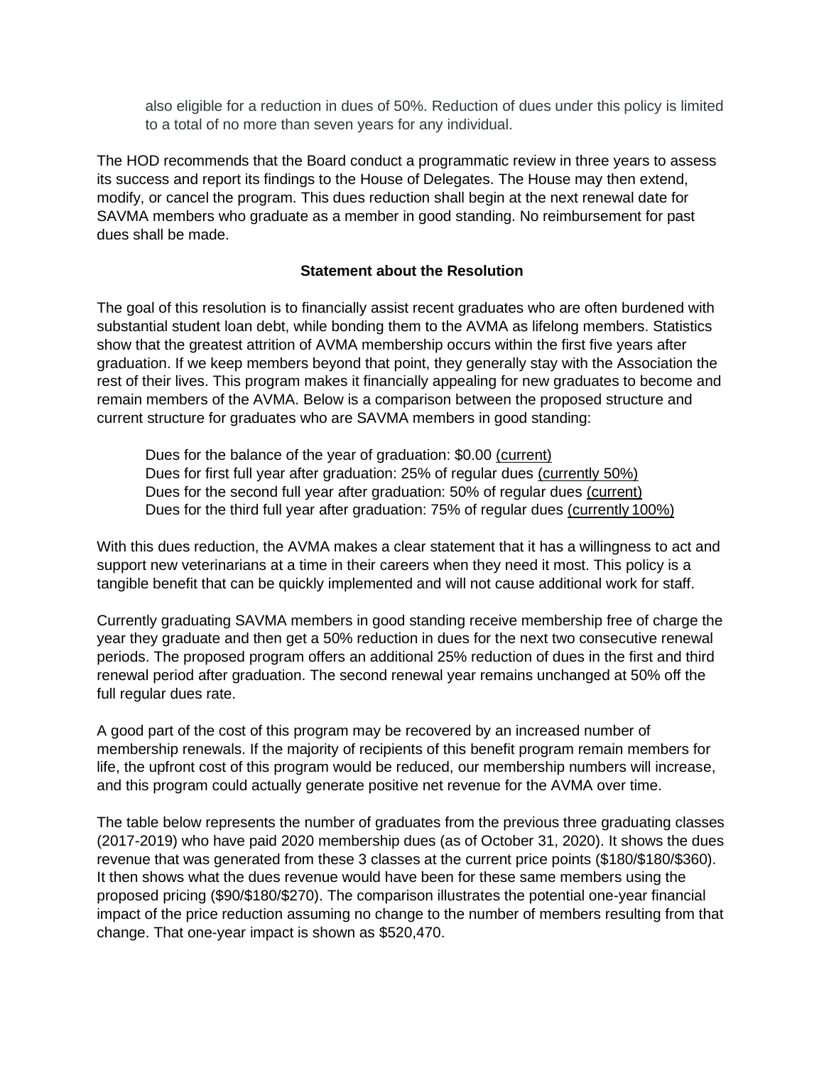also eligible for a reduction in dues of 50%. Reduction of dues under this policy is limited to a total of no more than seven years for any individual.

The HOD recommends that the Board conduct a programmatic review in three years to assess its success and report its findings to the House of Delegates. The House may then extend, modify, or cancel the program. This dues reduction shall begin at the next renewal date for SAVMA members who graduate as a member in good standing. No reimbursement for past dues shall be made.

**Statement about the Resolution**

The goal of this resolution is to financially assist recent graduates who are often burdened with substantial student loan debt, while bonding them to the AVMA as lifelong members. Statistics show that the greatest attrition of AVMA membership occurs within the first five years after graduation. If we keep members beyond that point, they generally stay with the Association the rest of their lives. This program makes it financially appealing for new graduates to become and remain members of the AVMA. Below is a comparison between the proposed structure and current structure for graduates who are SAVMA members in good standing:

Dues for the balance of the year of graduation: $0.00 <u>(current)</u>
Dues for first full year after graduation: 25% of regular dues <u>(currently 50%)</u>
Dues for the second full year after graduation: 50% of regular dues <u>(current)</u>
Dues for the third full year after graduation: 75% of regular dues <u>(currently 100%)</u>

With this dues reduction, the AVMA makes a clear statement that it has a willingness to act and support new veterinarians at a time in their careers when they need it most. This policy is a tangible benefit that can be quickly implemented and will not cause additional work for staff.

Currently graduating SAVMA members in good standing receive membership free of charge the year they graduate and then get a 50% reduction in dues for the next two consecutive renewal periods. The proposed program offers an additional 25% reduction of dues in the first and third renewal period after graduation. The second renewal year remains unchanged at 50% off the full regular dues rate.

A good part of the cost of this program may be recovered by an increased number of membership renewals. If the majority of recipients of this benefit program remain members for life, the upfront cost of this program would be reduced, our membership numbers will increase, and this program could actually generate positive net revenue for the AVMA over time.

The table below represents the number of graduates from the previous three graduating classes (2017-2019) who have paid 2020 membership dues (as of October 31, 2020). It shows the dues revenue that was generated from these 3 classes at the current price points ($180/$180/$360). It then shows what the dues revenue would have been for these same members using the proposed pricing ($90/$180/$270). The comparison illustrates the potential one-year financial impact of the price reduction assuming no change to the number of members resulting from that change. That one-year impact is shown as $520,470.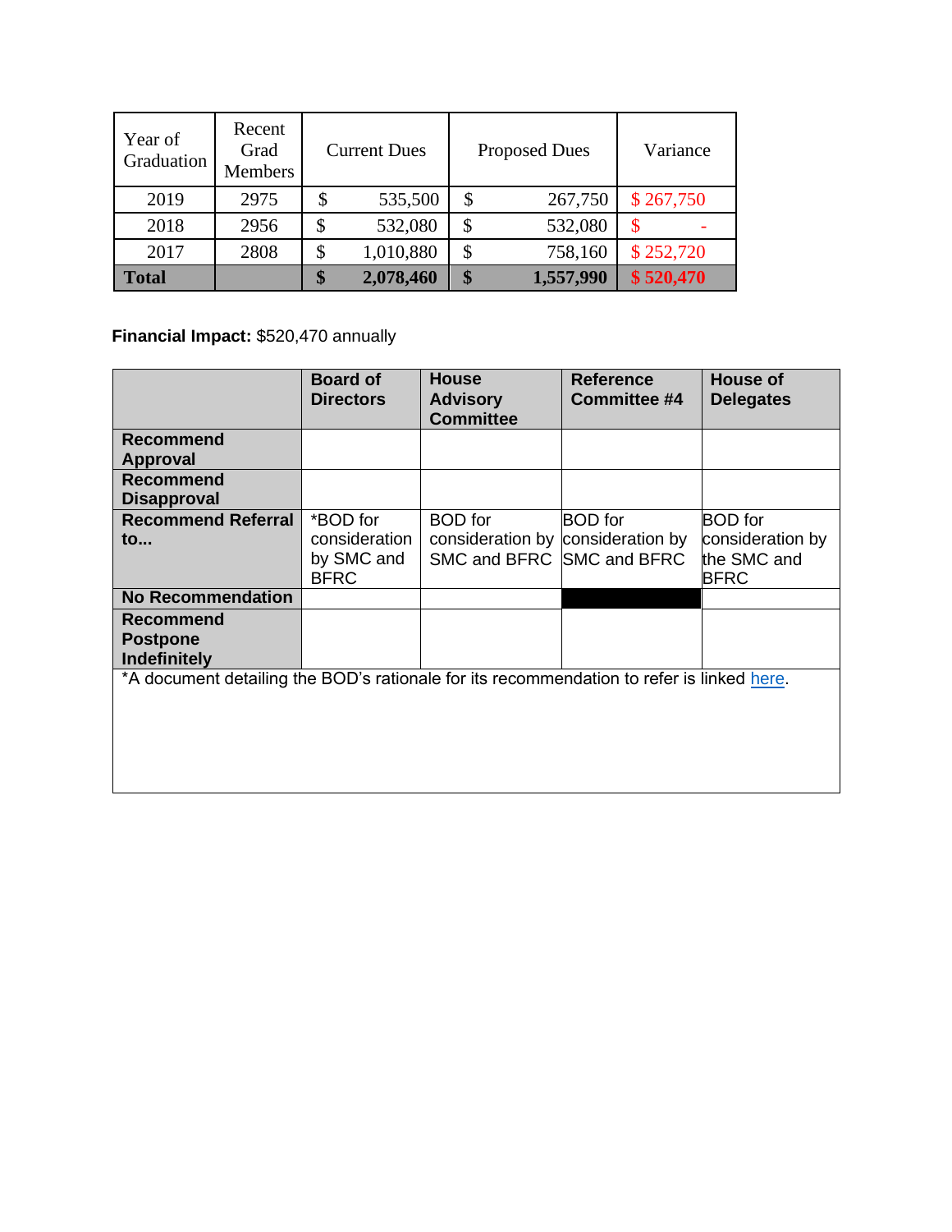| Year of Graduation | Recent Grad Members | Current Dues | Proposed Dues | Variance |
|---|---|---|---|---|
| 2019 | 2975 | $ 535,500 | $ 267,750 | $ 267,750 |
| 2018 | 2956 | $ 532,080 | $ 532,080 | $ - |
| 2017 | 2808 | $ 1,010,880 | $ 758,160 | $ 252,720 |
| **Total** | | **$ 2,078,460** | **$ 1,557,990** | **$ 520,470** |

**Financial Impact:** $520,470 annually

| | **Board of Directors** | **House Advisory Committee** | **Reference Committee #4** | **House of Delegates** |
|---|---|---|---|---|
| **Recommend Approval** | | | | |
| **Recommend Disapproval** | | | | |
| **Recommend Referral to...** | *BOD for consideration by SMC and BFRC | BOD for consideration by SMC and BFRC | BOD for consideration by SMC and BFRC | BOD for consideration by the SMC and BFRC |
| **No Recommendation** | | | | |
| **Recommend Postpone Indefinitely** | | | | |

*A document detailing the BOD's rationale for its recommendation to refer is linked here.